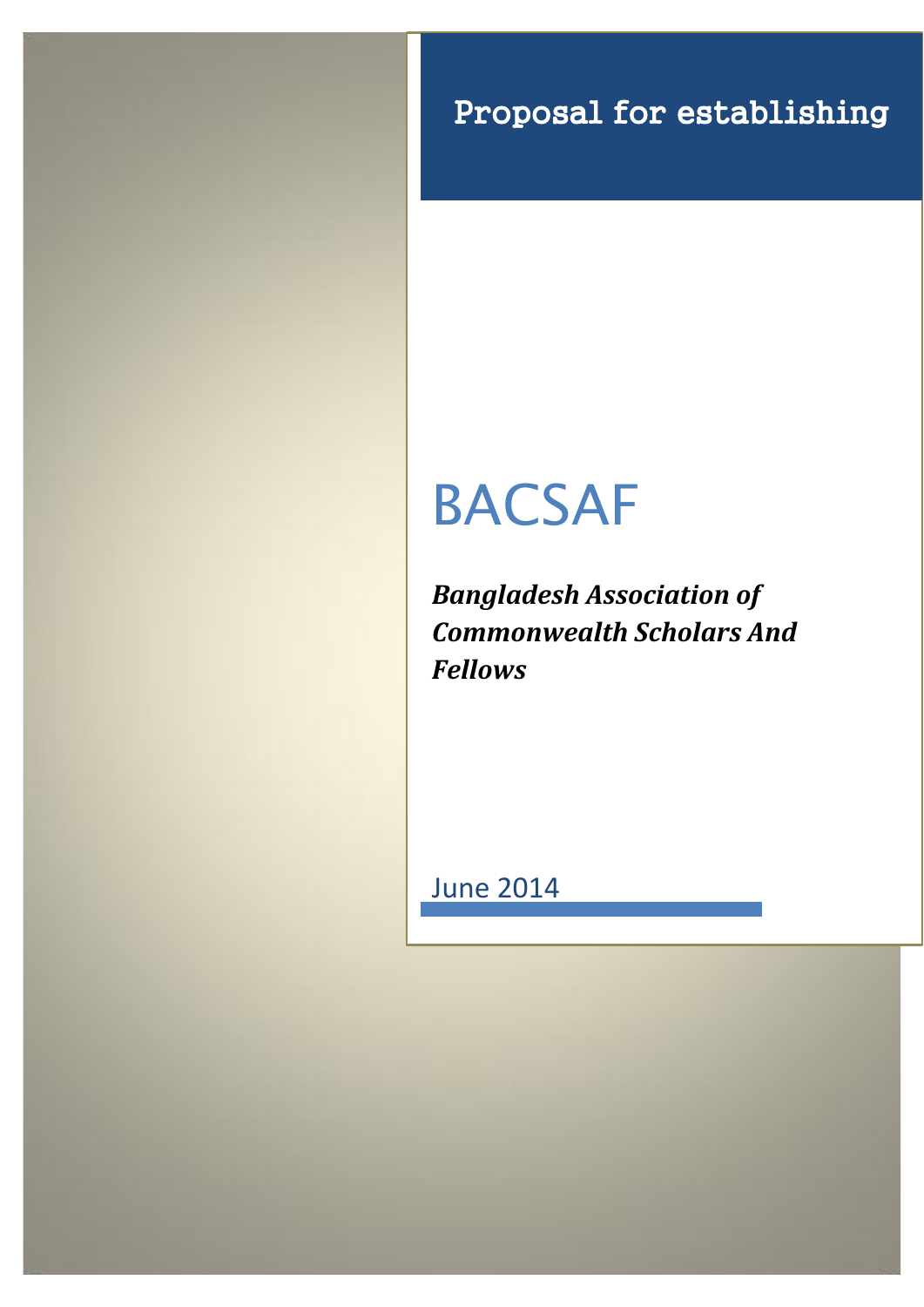Proposal for establishing

# BACSAF

***Bangladesh Association of Commonwealth Scholars And Fellows***

June 2014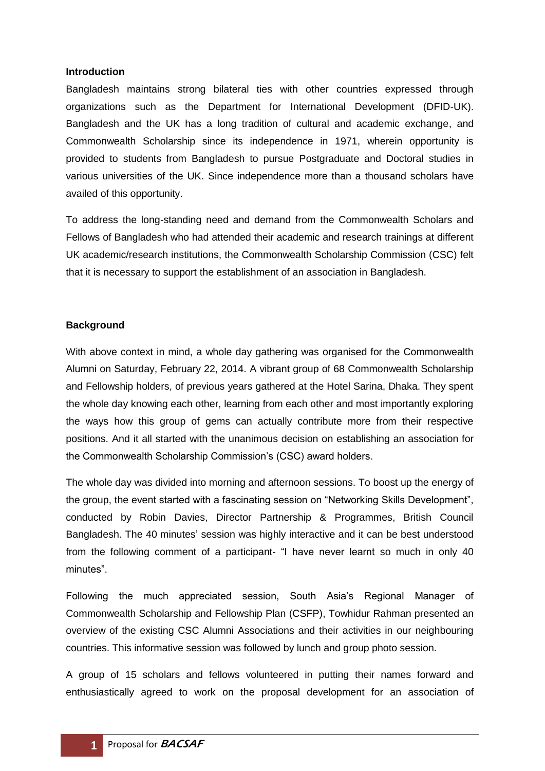**Introduction**

Bangladesh maintains strong bilateral ties with other countries expressed through organizations such as the Department for International Development (DFID-UK). Bangladesh and the UK has a long tradition of cultural and academic exchange, and Commonwealth Scholarship since its independence in 1971, wherein opportunity is provided to students from Bangladesh to pursue Postgraduate and Doctoral studies in various universities of the UK. Since independence more than a thousand scholars have availed of this opportunity.

To address the long-standing need and demand from the Commonwealth Scholars and Fellows of Bangladesh who had attended their academic and research trainings at different UK academic/research institutions, the Commonwealth Scholarship Commission (CSC) felt that it is necessary to support the establishment of an association in Bangladesh.

**Background**

With above context in mind, a whole day gathering was organised for the Commonwealth Alumni on Saturday, February 22, 2014. A vibrant group of 68 Commonwealth Scholarship and Fellowship holders, of previous years gathered at the Hotel Sarina, Dhaka. They spent the whole day knowing each other, learning from each other and most importantly exploring the ways how this group of gems can actually contribute more from their respective positions. And it all started with the unanimous decision on establishing an association for the Commonwealth Scholarship Commission's (CSC) award holders.

The whole day was divided into morning and afternoon sessions. To boost up the energy of the group, the event started with a fascinating session on "Networking Skills Development", conducted by Robin Davies, Director Partnership & Programmes, British Council Bangladesh. The 40 minutes' session was highly interactive and it can be best understood from the following comment of a participant- "I have never learnt so much in only 40 minutes".

Following the much appreciated session, South Asia's Regional Manager of Commonwealth Scholarship and Fellowship Plan (CSFP), Towhidur Rahman presented an overview of the existing CSC Alumni Associations and their activities in our neighbouring countries. This informative session was followed by lunch and group photo session.

A group of 15 scholars and fellows volunteered in putting their names forward and enthusiastically agreed to work on the proposal development for an association of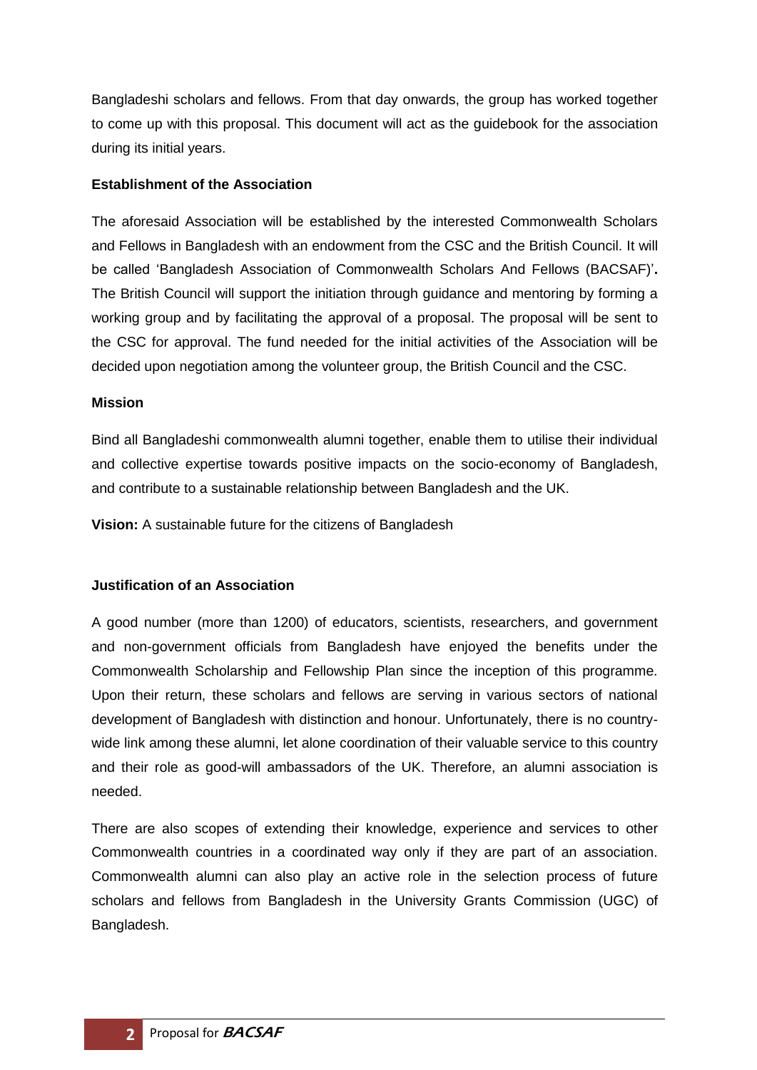Bangladeshi scholars and fellows. From that day onwards, the group has worked together to come up with this proposal. This document will act as the guidebook for the association during its initial years.

**Establishment of the Association**

The aforesaid Association will be established by the interested Commonwealth Scholars and Fellows in Bangladesh with an endowment from the CSC and the British Council. It will be called 'Bangladesh Association of Commonwealth Scholars And Fellows (BACSAF)'**.** The British Council will support the initiation through guidance and mentoring by forming a working group and by facilitating the approval of a proposal. The proposal will be sent to the CSC for approval. The fund needed for the initial activities of the Association will be decided upon negotiation among the volunteer group, the British Council and the CSC.

**Mission**

Bind all Bangladeshi commonwealth alumni together, enable them to utilise their individual and collective expertise towards positive impacts on the socio-economy of Bangladesh, and contribute to a sustainable relationship between Bangladesh and the UK.

**Vision:** A sustainable future for the citizens of Bangladesh

**Justification of an Association**

A good number (more than 1200) of educators, scientists, researchers, and government and non-government officials from Bangladesh have enjoyed the benefits under the Commonwealth Scholarship and Fellowship Plan since the inception of this programme. Upon their return, these scholars and fellows are serving in various sectors of national development of Bangladesh with distinction and honour. Unfortunately, there is no country-wide link among these alumni, let alone coordination of their valuable service to this country and their role as good-will ambassadors of the UK. Therefore, an alumni association is needed.

There are also scopes of extending their knowledge, experience and services to other Commonwealth countries in a coordinated way only if they are part of an association. Commonwealth alumni can also play an active role in the selection process of future scholars and fellows from Bangladesh in the University Grants Commission (UGC) of Bangladesh.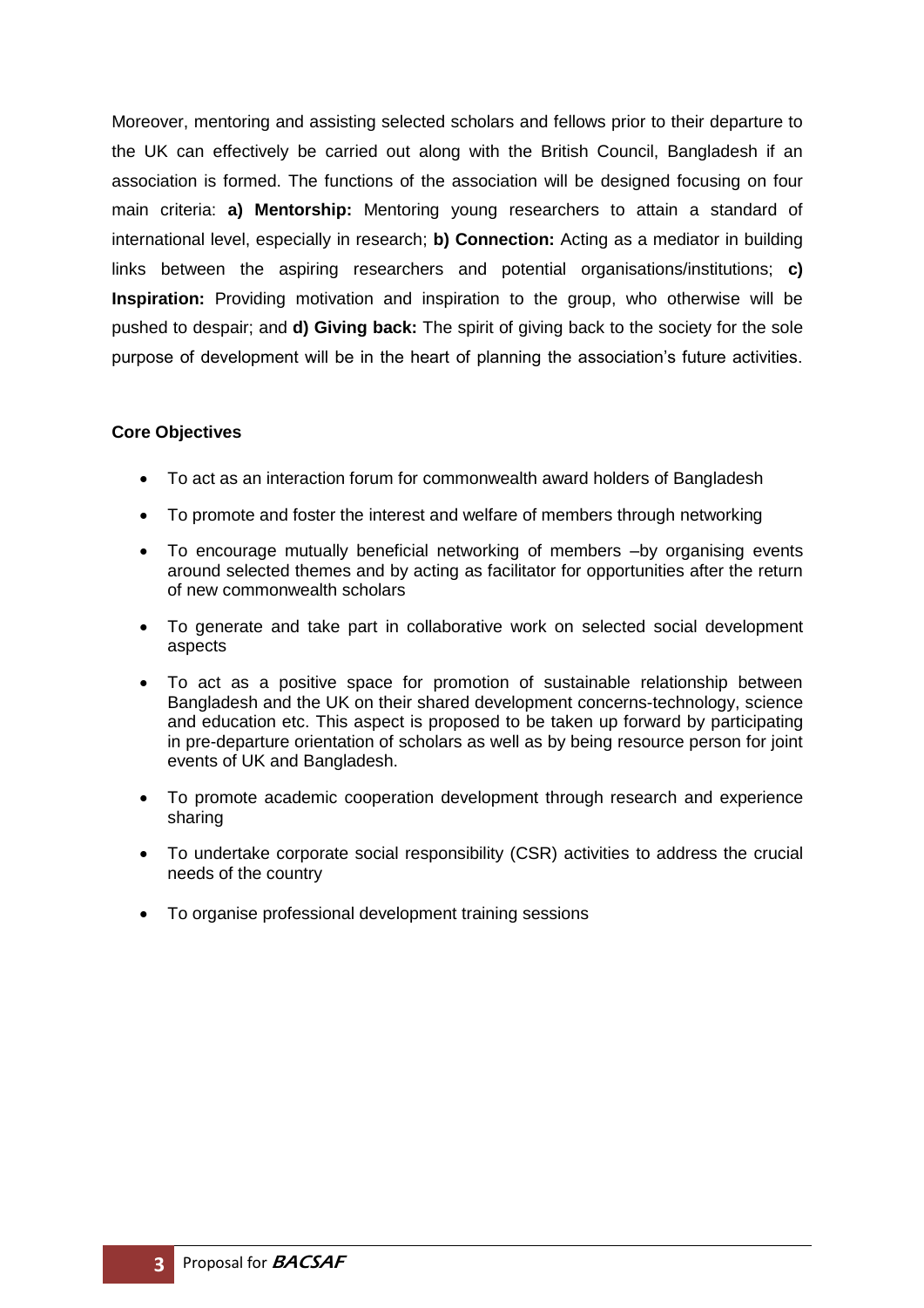Moreover, mentoring and assisting selected scholars and fellows prior to their departure to the UK can effectively be carried out along with the British Council, Bangladesh if an association is formed. The functions of the association will be designed focusing on four main criteria: **a) Mentorship:** Mentoring young researchers to attain a standard of international level, especially in research; **b) Connection:** Acting as a mediator in building links between the aspiring researchers and potential organisations/institutions; **c) Inspiration:** Providing motivation and inspiration to the group, who otherwise will be pushed to despair; and **d) Giving back:** The spirit of giving back to the society for the sole purpose of development will be in the heart of planning the association's future activities.

**Core Objectives**

- To act as an interaction forum for commonwealth award holders of Bangladesh
- To promote and foster the interest and welfare of members through networking
- To encourage mutually beneficial networking of members –by organising events around selected themes and by acting as facilitator for opportunities after the return of new commonwealth scholars
- To generate and take part in collaborative work on selected social development aspects
- To act as a positive space for promotion of sustainable relationship between Bangladesh and the UK on their shared development concerns-technology, science and education etc. This aspect is proposed to be taken up forward by participating in pre-departure orientation of scholars as well as by being resource person for joint events of UK and Bangladesh.
- To promote academic cooperation development through research and experience sharing
- To undertake corporate social responsibility (CSR) activities to address the crucial needs of the country
- To organise professional development training sessions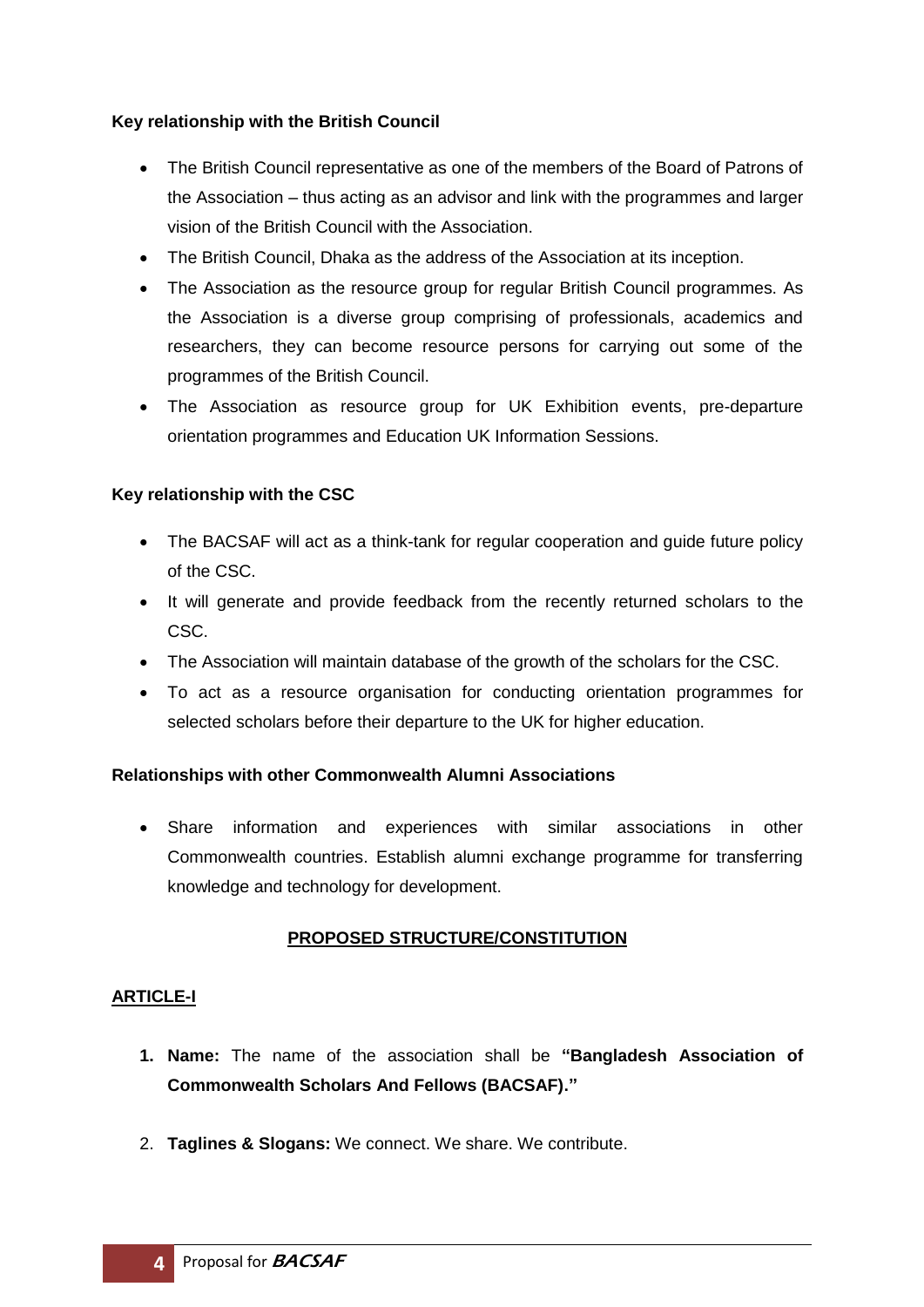**Key relationship with the British Council**

- The British Council representative as one of the members of the Board of Patrons of the Association – thus acting as an advisor and link with the programmes and larger vision of the British Council with the Association.
- The British Council, Dhaka as the address of the Association at its inception.
- The Association as the resource group for regular British Council programmes. As the Association is a diverse group comprising of professionals, academics and researchers, they can become resource persons for carrying out some of the programmes of the British Council.
- The Association as resource group for UK Exhibition events, pre-departure orientation programmes and Education UK Information Sessions.

**Key relationship with the CSC**

- The BACSAF will act as a think-tank for regular cooperation and guide future policy of the CSC.
- It will generate and provide feedback from the recently returned scholars to the CSC.
- The Association will maintain database of the growth of the scholars for the CSC.
- To act as a resource organisation for conducting orientation programmes for selected scholars before their departure to the UK for higher education.

**Relationships with other Commonwealth Alumni Associations**

- Share information and experiences with similar associations in other Commonwealth countries. Establish alumni exchange programme for transferring knowledge and technology for development.

## PROPOSED STRUCTURE/CONSTITUTION

### ARTICLE-I

1. **Name:** The name of the association shall be **"Bangladesh Association of Commonwealth Scholars And Fellows (BACSAF)."**
2. **Taglines & Slogans:** We connect. We share. We contribute.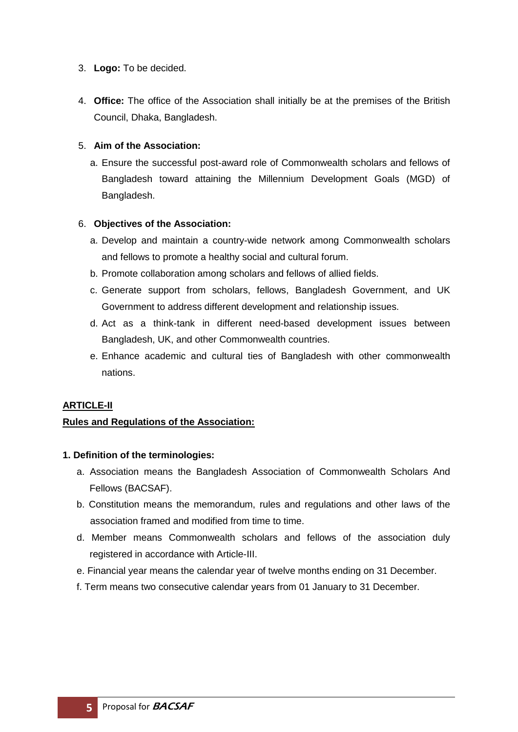3. **Logo:** To be decided.

4. **Office:** The office of the Association shall initially be at the premises of the British Council, Dhaka, Bangladesh.

5. **Aim of the Association:**

   a. Ensure the successful post-award role of Commonwealth scholars and fellows of Bangladesh toward attaining the Millennium Development Goals (MGD) of Bangladesh.

6. **Objectives of the Association:**

   a. Develop and maintain a country-wide network among Commonwealth scholars and fellows to promote a healthy social and cultural forum.

   b. Promote collaboration among scholars and fellows of allied fields.

   c. Generate support from scholars, fellows, Bangladesh Government, and UK Government to address different development and relationship issues.

   d. Act as a think-tank in different need-based development issues between Bangladesh, UK, and other Commonwealth countries.

   e. Enhance academic and cultural ties of Bangladesh with other commonwealth nations.

**ARTICLE-II**

**Rules and Regulations of the Association:**

**1. Definition of the terminologies:**

a. Association means the Bangladesh Association of Commonwealth Scholars And Fellows (BACSAF).

b. Constitution means the memorandum, rules and regulations and other laws of the association framed and modified from time to time.

d. Member means Commonwealth scholars and fellows of the association duly registered in accordance with Article-III.

e. Financial year means the calendar year of twelve months ending on 31 December.

f. Term means two consecutive calendar years from 01 January to 31 December.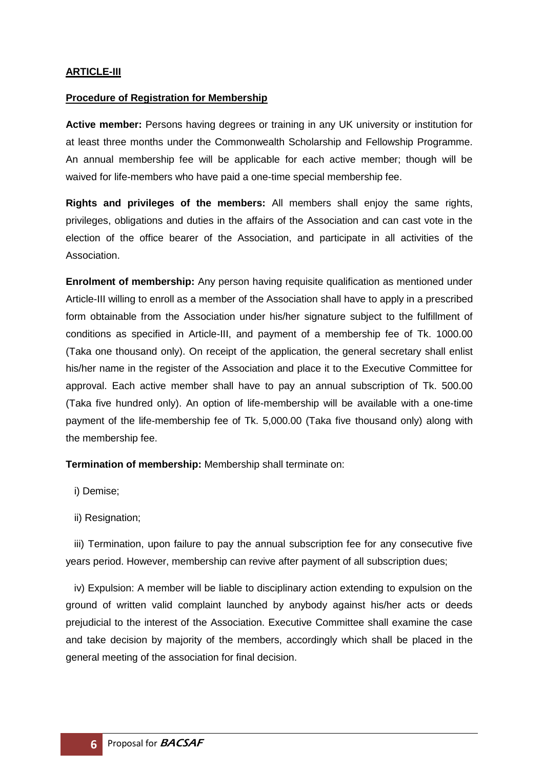**ARTICLE-III**

**Procedure of Registration for Membership**

**Active member:** Persons having degrees or training in any UK university or institution for at least three months under the Commonwealth Scholarship and Fellowship Programme. An annual membership fee will be applicable for each active member; though will be waived for life-members who have paid a one-time special membership fee.

**Rights and privileges of the members:** All members shall enjoy the same rights, privileges, obligations and duties in the affairs of the Association and can cast vote in the election of the office bearer of the Association, and participate in all activities of the Association.

**Enrolment of membership:** Any person having requisite qualification as mentioned under Article-III willing to enroll as a member of the Association shall have to apply in a prescribed form obtainable from the Association under his/her signature subject to the fulfillment of conditions as specified in Article-III, and payment of a membership fee of Tk. 1000.00 (Taka one thousand only). On receipt of the application, the general secretary shall enlist his/her name in the register of the Association and place it to the Executive Committee for approval. Each active member shall have to pay an annual subscription of Tk. 500.00 (Taka five hundred only). An option of life-membership will be available with a one-time payment of the life-membership fee of Tk. 5,000.00 (Taka five thousand only) along with the membership fee.

**Termination of membership:** Membership shall terminate on:

i) Demise;

ii) Resignation;

iii) Termination, upon failure to pay the annual subscription fee for any consecutive five years period. However, membership can revive after payment of all subscription dues;

iv) Expulsion: A member will be liable to disciplinary action extending to expulsion on the ground of written valid complaint launched by anybody against his/her acts or deeds prejudicial to the interest of the Association. Executive Committee shall examine the case and take decision by majority of the members, accordingly which shall be placed in the general meeting of the association for final decision.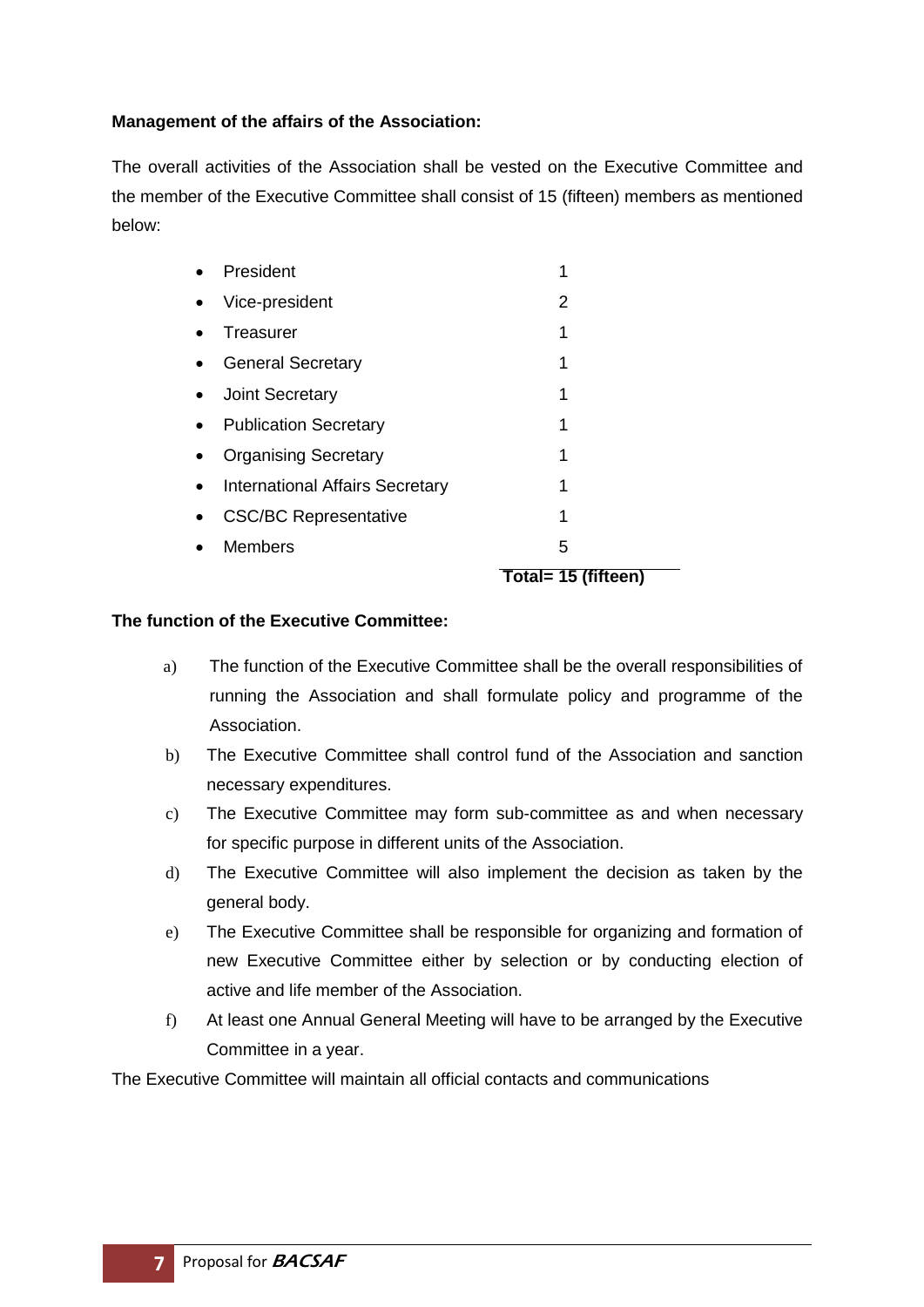**Management of the affairs of the Association:**

The overall activities of the Association shall be vested on the Executive Committee and the member of the Executive Committee shall consist of 15 (fifteen) members as mentioned below:

| Position | Number |
|---|---|
| President | 1 |
| Vice-president | 2 |
| Treasurer | 1 |
| General Secretary | 1 |
| Joint Secretary | 1 |
| Publication Secretary | 1 |
| Organising Secretary | 1 |
| International Affairs Secretary | 1 |
| CSC/BC Representative | 1 |
| Members | 5 |
| | **Total= 15 (fifteen)** |

**The function of the Executive Committee:**

a) The function of the Executive Committee shall be the overall responsibilities of running the Association and shall formulate policy and programme of the Association.

b) The Executive Committee shall control fund of the Association and sanction necessary expenditures.

c) The Executive Committee may form sub-committee as and when necessary for specific purpose in different units of the Association.

d) The Executive Committee will also implement the decision as taken by the general body.

e) The Executive Committee shall be responsible for organizing and formation of new Executive Committee either by selection or by conducting election of active and life member of the Association.

f) At least one Annual General Meeting will have to be arranged by the Executive Committee in a year.

The Executive Committee will maintain all official contacts and communications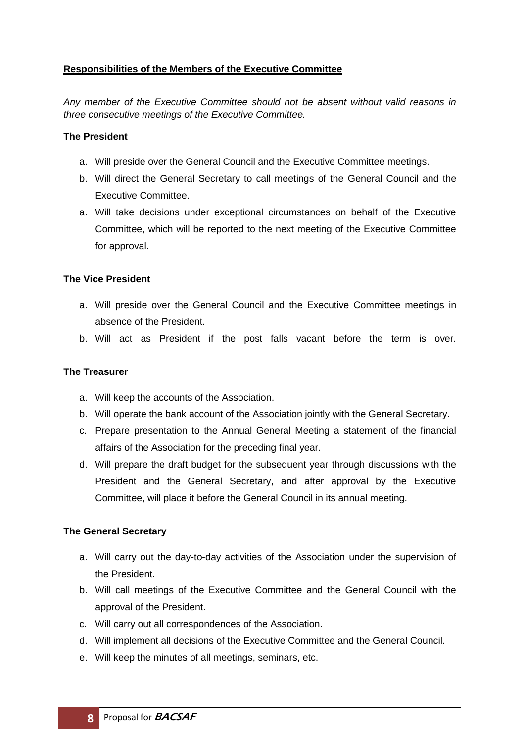**Responsibilities of the Members of the Executive Committee**

*Any member of the Executive Committee should not be absent without valid reasons in three consecutive meetings of the Executive Committee.*

**The President**

a. Will preside over the General Council and the Executive Committee meetings.
b. Will direct the General Secretary to call meetings of the General Council and the Executive Committee.
a. Will take decisions under exceptional circumstances on behalf of the Executive Committee, which will be reported to the next meeting of the Executive Committee for approval.

**The Vice President**

a. Will preside over the General Council and the Executive Committee meetings in absence of the President.
b. Will act as President if the post falls vacant before the term is over.

**The Treasurer**

a. Will keep the accounts of the Association.
b. Will operate the bank account of the Association jointly with the General Secretary.
c. Prepare presentation to the Annual General Meeting a statement of the financial affairs of the Association for the preceding final year.
d. Will prepare the draft budget for the subsequent year through discussions with the President and the General Secretary, and after approval by the Executive Committee, will place it before the General Council in its annual meeting.

**The General Secretary**

a. Will carry out the day-to-day activities of the Association under the supervision of the President.
b. Will call meetings of the Executive Committee and the General Council with the approval of the President.
c. Will carry out all correspondences of the Association.
d. Will implement all decisions of the Executive Committee and the General Council.
e. Will keep the minutes of all meetings, seminars, etc.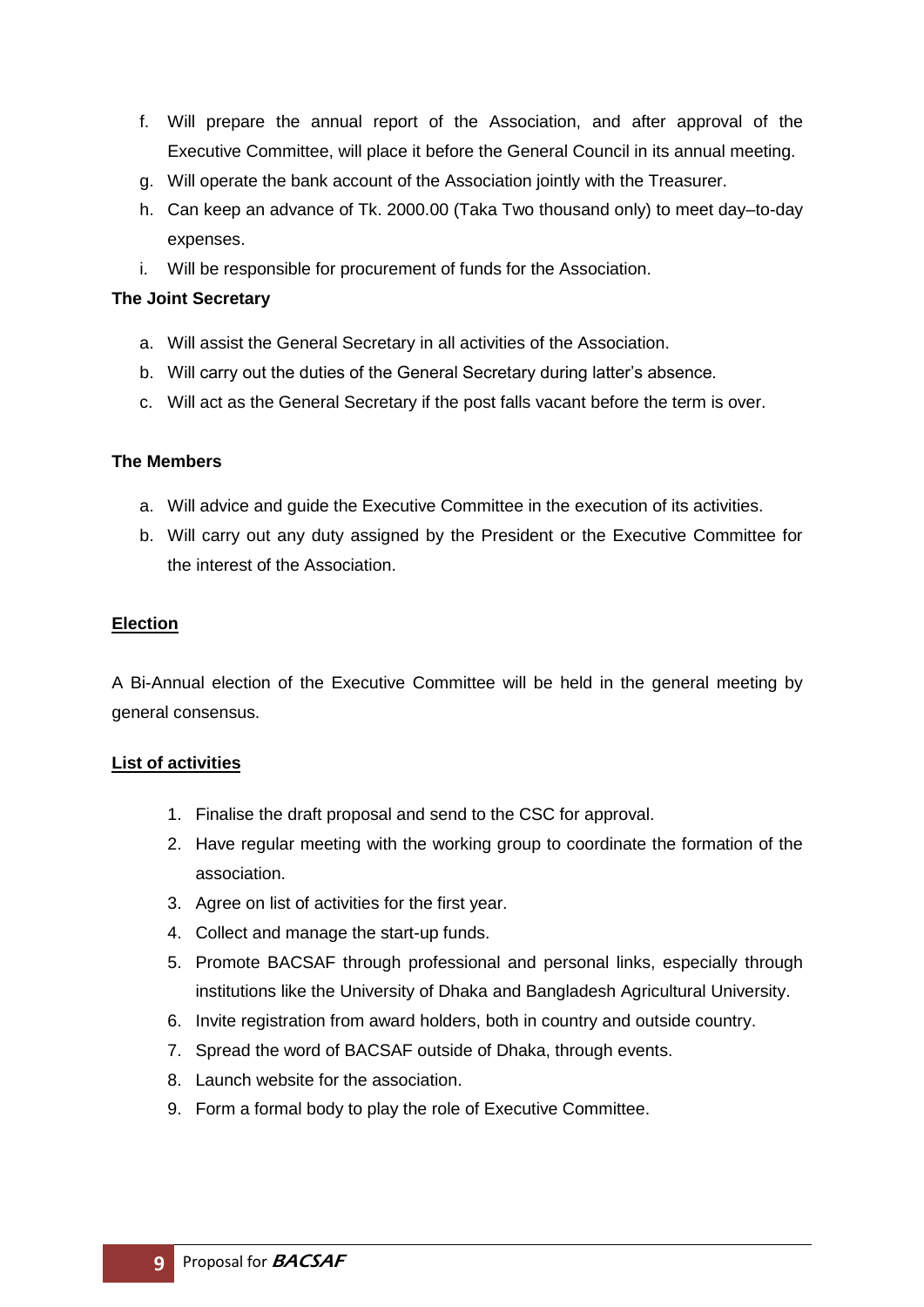f. Will prepare the annual report of the Association, and after approval of the Executive Committee, will place it before the General Council in its annual meeting.
g. Will operate the bank account of the Association jointly with the Treasurer.
h. Can keep an advance of Tk. 2000.00 (Taka Two thousand only) to meet day–to-day expenses.
i. Will be responsible for procurement of funds for the Association.

**The Joint Secretary**

a. Will assist the General Secretary in all activities of the Association.
b. Will carry out the duties of the General Secretary during latter's absence.
c. Will act as the General Secretary if the post falls vacant before the term is over.

**The Members**

a. Will advice and guide the Executive Committee in the execution of its activities.
b. Will carry out any duty assigned by the President or the Executive Committee for the interest of the Association.

**Election**

A Bi-Annual election of the Executive Committee will be held in the general meeting by general consensus.

**List of activities**

1. Finalise the draft proposal and send to the CSC for approval.
2. Have regular meeting with the working group to coordinate the formation of the association.
3. Agree on list of activities for the first year.
4. Collect and manage the start-up funds.
5. Promote BACSAF through professional and personal links, especially through institutions like the University of Dhaka and Bangladesh Agricultural University.
6. Invite registration from award holders, both in country and outside country.
7. Spread the word of BACSAF outside of Dhaka, through events.
8. Launch website for the association.
9. Form a formal body to play the role of Executive Committee.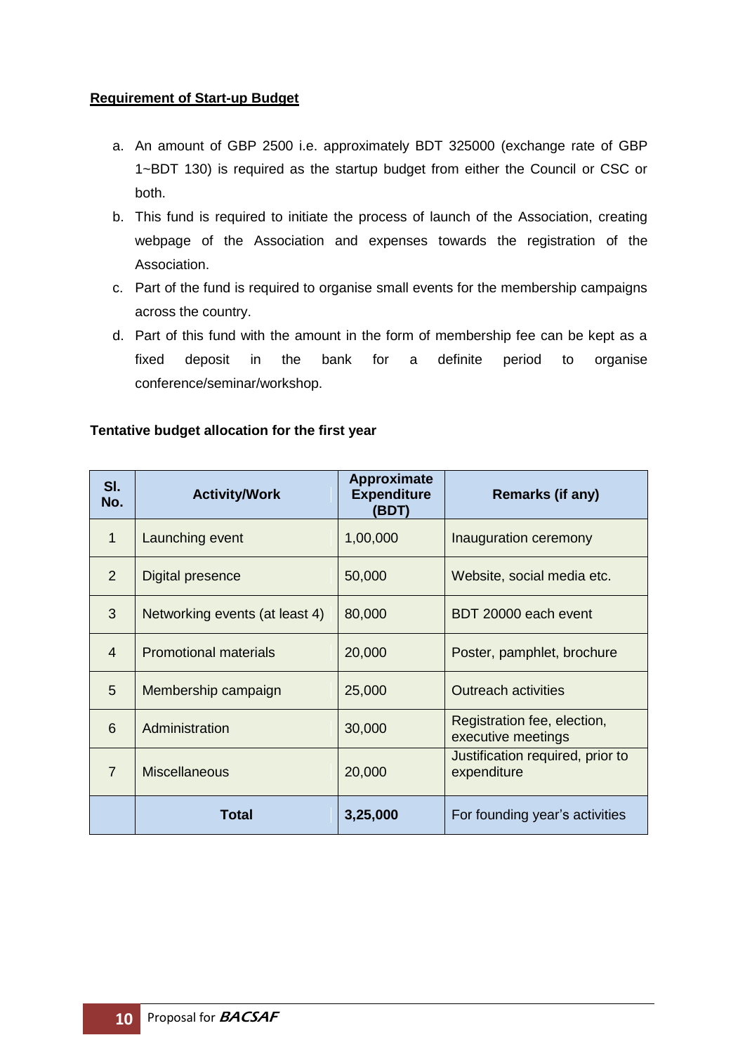**Requirement of Start-up Budget**

a. An amount of GBP 2500 i.e. approximately BDT 325000 (exchange rate of GBP 1~BDT 130) is required as the startup budget from either the Council or CSC or both.
b. This fund is required to initiate the process of launch of the Association, creating webpage of the Association and expenses towards the registration of the Association.
c. Part of the fund is required to organise small events for the membership campaigns across the country.
d. Part of this fund with the amount in the form of membership fee can be kept as a fixed deposit in the bank for a definite period to organise conference/seminar/workshop.

**Tentative budget allocation for the first year**

| Sl. No. | Activity/Work | Approximate Expenditure (BDT) | Remarks (if any) |
|---|---|---|---|
| 1 | Launching event | 1,00,000 | Inauguration ceremony |
| 2 | Digital presence | 50,000 | Website, social media etc. |
| 3 | Networking events (at least 4) | 80,000 | BDT 20000 each event |
| 4 | Promotional materials | 20,000 | Poster, pamphlet, brochure |
| 5 | Membership campaign | 25,000 | Outreach activities |
| 6 | Administration | 30,000 | Registration fee, election, executive meetings |
| 7 | Miscellaneous | 20,000 | Justification required, prior to expenditure |
| | **Total** | **3,25,000** | For founding year's activities |